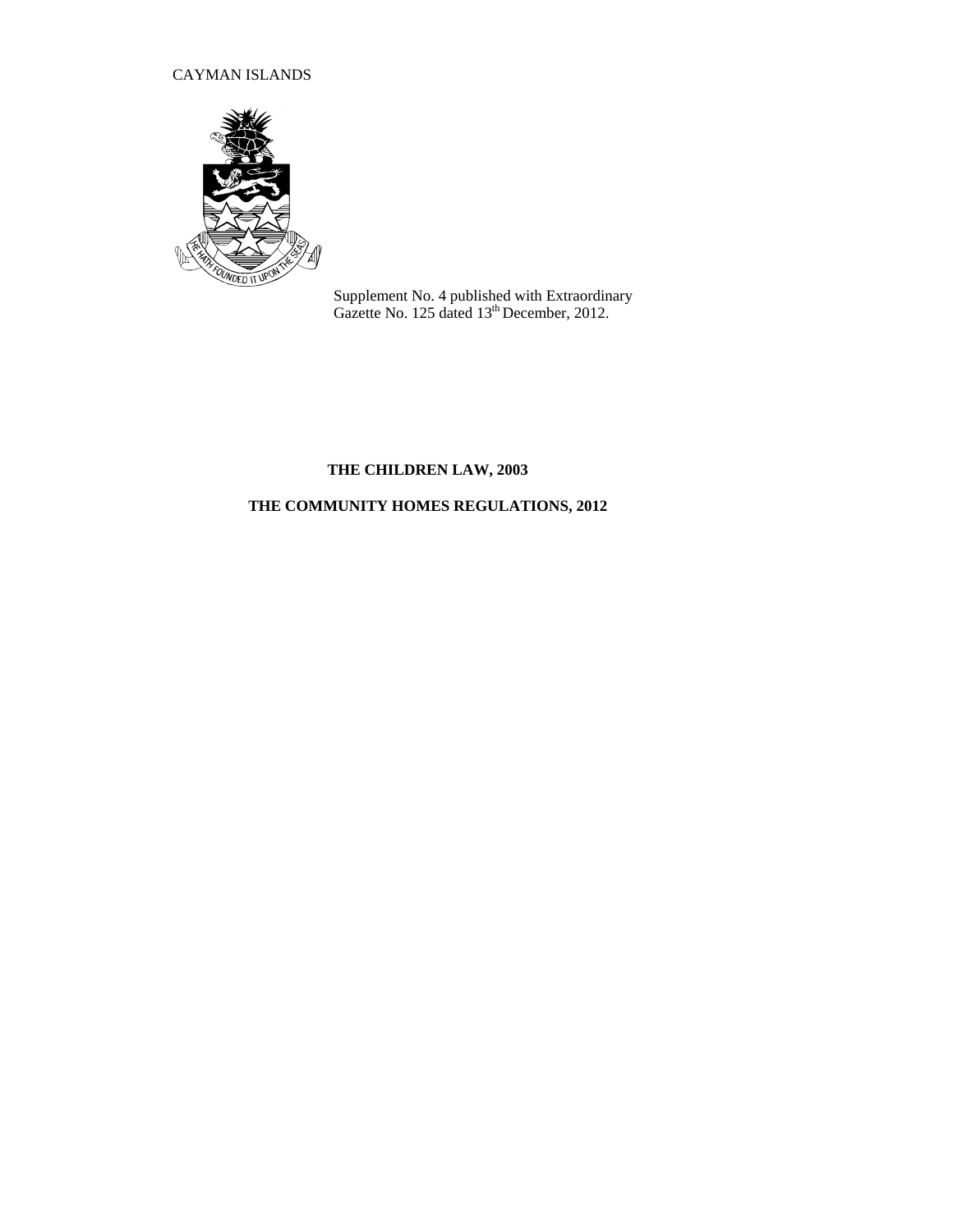CAYMAN ISLANDS

Supplement No. 4 published with Extraordinary Gazette No. 125 dated 13th December, 2012.

# THE CHILDREN LAW, 2003

# THE COMMUNITY HOMES REGULATIONS, 2012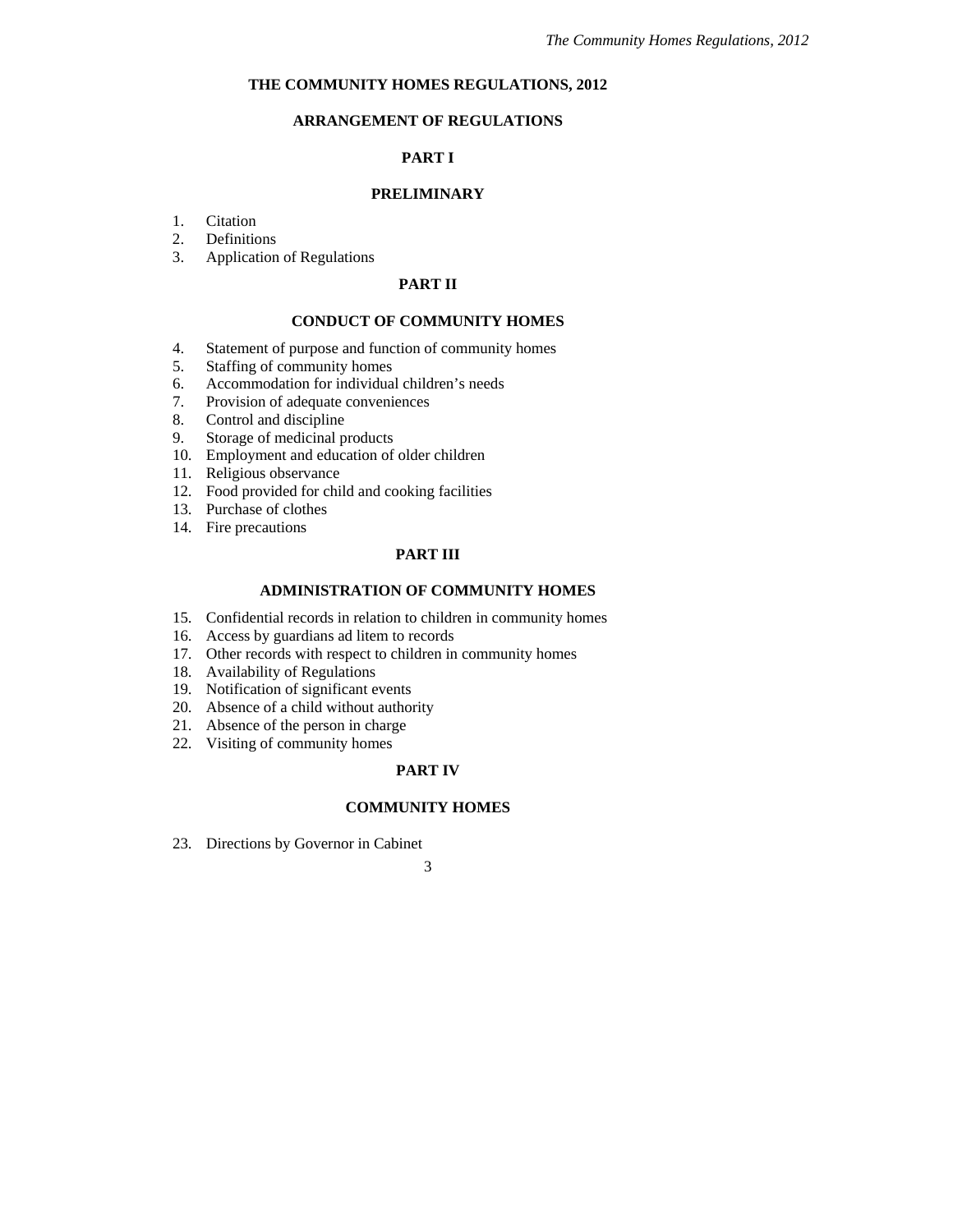# THE COMMUNITY HOMES REGULATIONS, 2012

## ARRANGEMENT OF REGULATIONS

### PART I

### PRELIMINARY

1. Citation
2. Definitions
3. Application of Regulations

### PART II

### CONDUCT OF COMMUNITY HOMES

4. Statement of purpose and function of community homes
5. Staffing of community homes
6. Accommodation for individual children's needs
7. Provision of adequate conveniences
8. Control and discipline
9. Storage of medicinal products
10. Employment and education of older children
11. Religious observance
12. Food provided for child and cooking facilities
13. Purchase of clothes
14. Fire precautions

### PART III

### ADMINISTRATION OF COMMUNITY HOMES

15. Confidential records in relation to children in community homes
16. Access by guardians ad litem to records
17. Other records with respect to children in community homes
18. Availability of Regulations
19. Notification of significant events
20. Absence of a child without authority
21. Absence of the person in charge
22. Visiting of community homes

### PART IV

### COMMUNITY HOMES

23. Directions by Governor in Cabinet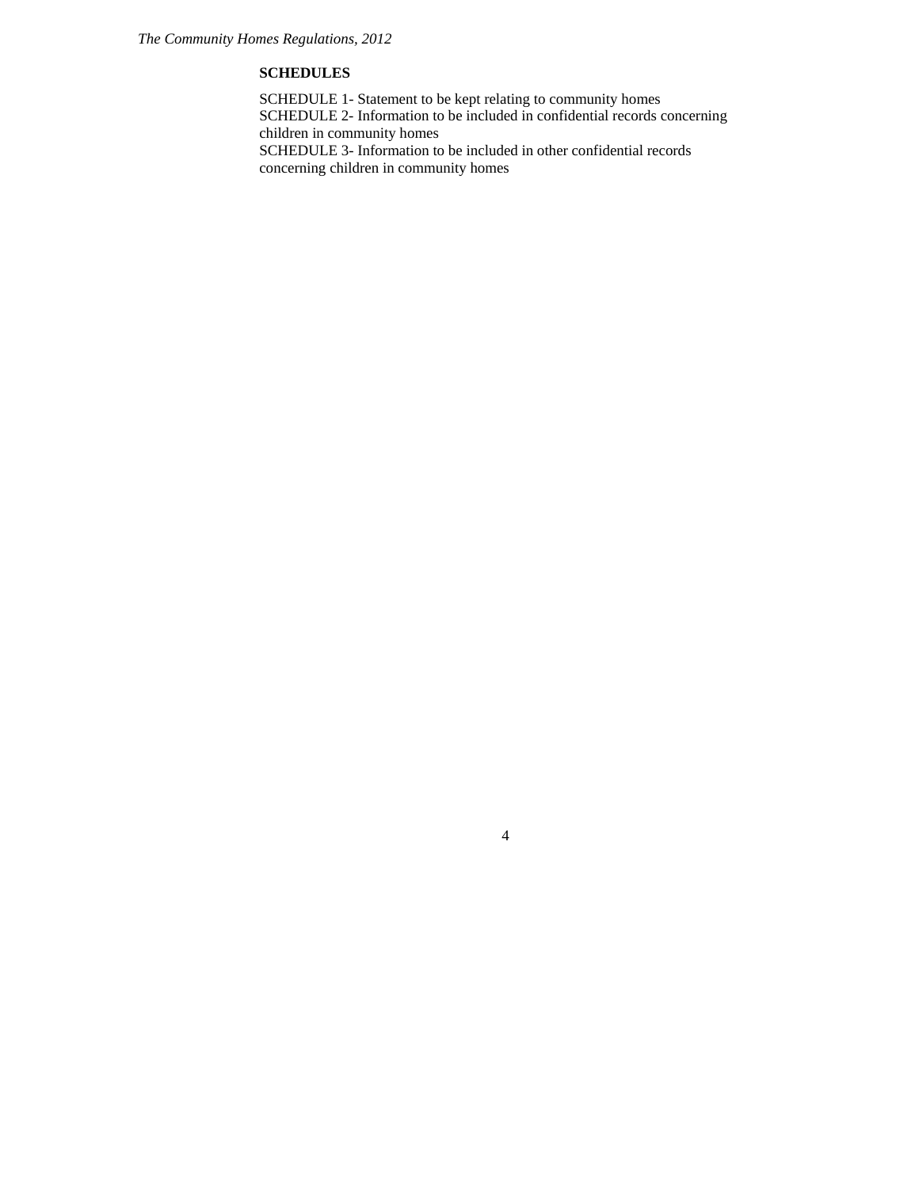**SCHEDULES**

SCHEDULE 1- Statement to be kept relating to community homes
SCHEDULE 2- Information to be included in confidential records concerning children in community homes
SCHEDULE 3- Information to be included in other confidential records concerning children in community homes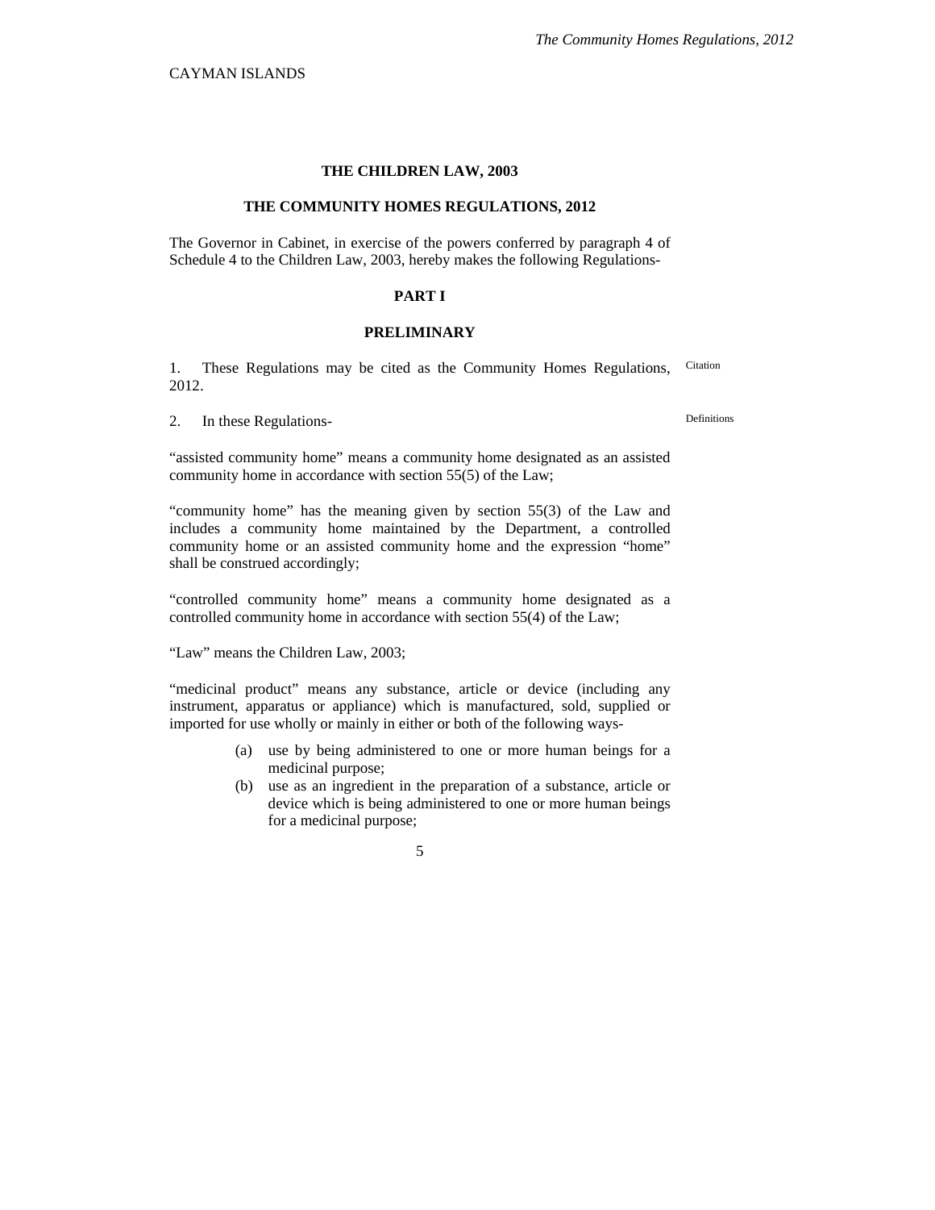CAYMAN ISLANDS

## THE CHILDREN LAW, 2003

## THE COMMUNITY HOMES REGULATIONS, 2012

The Governor in Cabinet, in exercise of the powers conferred by paragraph 4 of Schedule 4 to the Children Law, 2003, hereby makes the following Regulations-

### PART I

### PRELIMINARY

Citation

1. These Regulations may be cited as the Community Homes Regulations, 2012.

Definitions

2. In these Regulations-

"assisted community home" means a community home designated as an assisted community home in accordance with section 55(5) of the Law;

"community home" has the meaning given by section 55(3) of the Law and includes a community home maintained by the Department, a controlled community home or an assisted community home and the expression "home" shall be construed accordingly;

"controlled community home" means a community home designated as a controlled community home in accordance with section 55(4) of the Law;

"Law" means the Children Law, 2003;

"medicinal product" means any substance, article or device (including any instrument, apparatus or appliance) which is manufactured, sold, supplied or imported for use wholly or mainly in either or both of the following ways-

(a) use by being administered to one or more human beings for a medicinal purpose;

(b) use as an ingredient in the preparation of a substance, article or device which is being administered to one or more human beings for a medicinal purpose;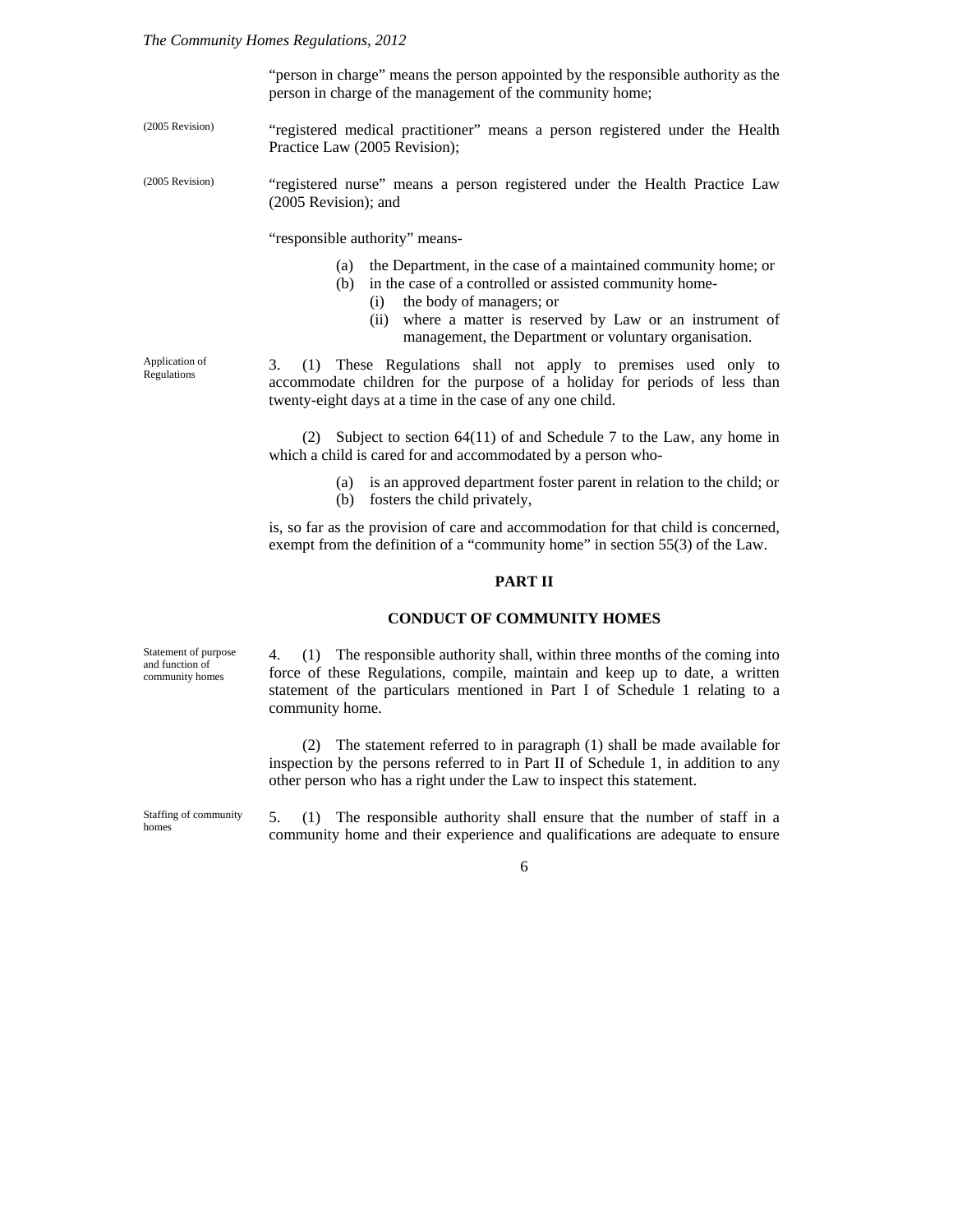"person in charge" means the person appointed by the responsible authority as the person in charge of the management of the community home;

(2005 Revision) "registered medical practitioner" means a person registered under the Health Practice Law (2005 Revision);

(2005 Revision) "registered nurse" means a person registered under the Health Practice Law (2005 Revision); and

"responsible authority" means-

(a) the Department, in the case of a maintained community home; or
(b) in the case of a controlled or assisted community home-
  (i) the body of managers; or
  (ii) where a matter is reserved by Law or an instrument of management, the Department or voluntary organisation.

Application of Regulations

3. (1) These Regulations shall not apply to premises used only to accommodate children for the purpose of a holiday for periods of less than twenty-eight days at a time in the case of any one child.

(2) Subject to section 64(11) of and Schedule 7 to the Law, any home in which a child is cared for and accommodated by a person who-

(a) is an approved department foster parent in relation to the child; or
(b) fosters the child privately,

is, so far as the provision of care and accommodation for that child is concerned, exempt from the definition of a "community home" in section 55(3) of the Law.

## PART II

## CONDUCT OF COMMUNITY HOMES

Statement of purpose and function of community homes

4. (1) The responsible authority shall, within three months of the coming into force of these Regulations, compile, maintain and keep up to date, a written statement of the particulars mentioned in Part I of Schedule 1 relating to a community home.

(2) The statement referred to in paragraph (1) shall be made available for inspection by the persons referred to in Part II of Schedule 1, in addition to any other person who has a right under the Law to inspect this statement.

Staffing of community homes

5. (1) The responsible authority shall ensure that the number of staff in a community home and their experience and qualifications are adequate to ensure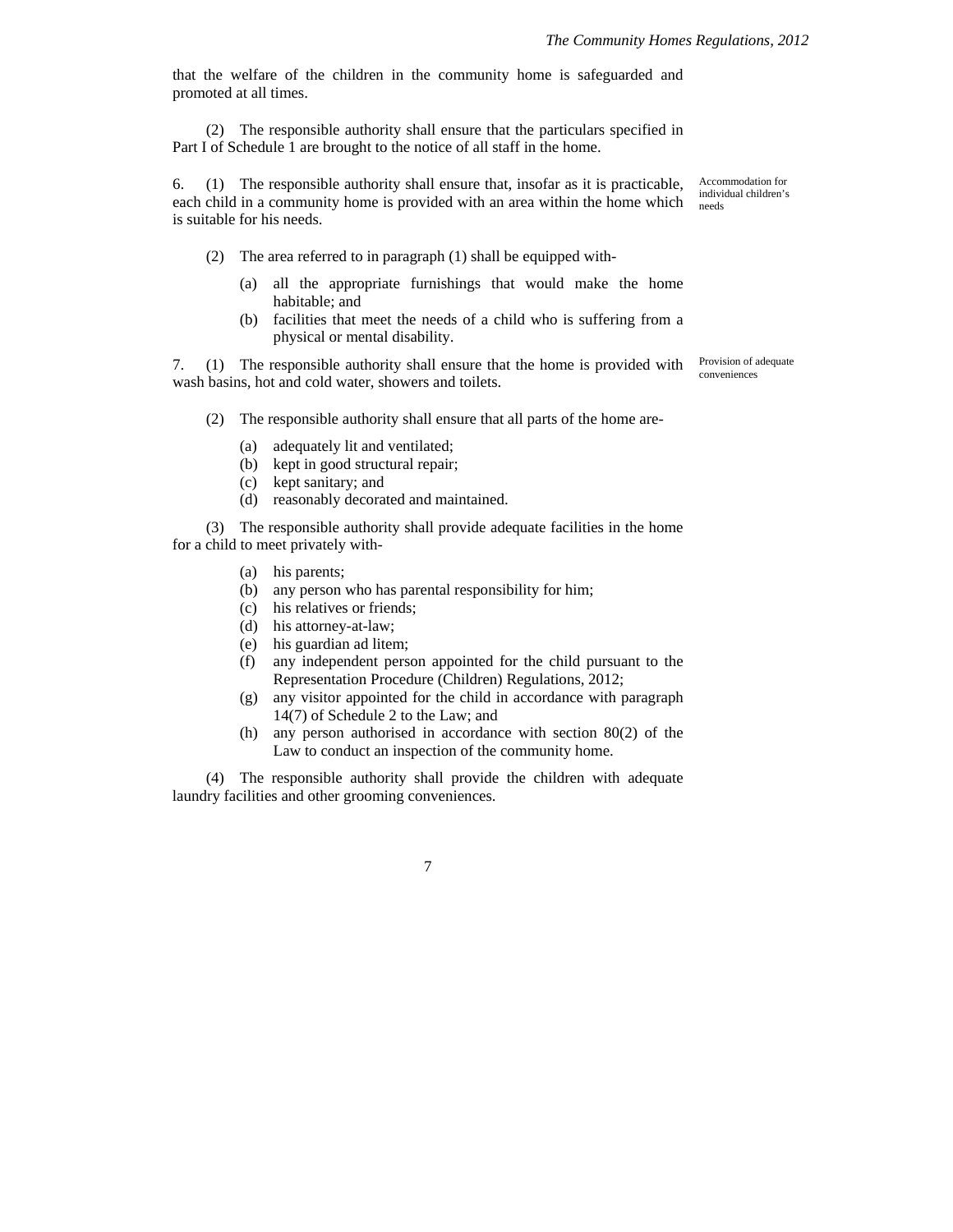that the welfare of the children in the community home is safeguarded and promoted at all times.

(2) The responsible authority shall ensure that the particulars specified in Part I of Schedule 1 are brought to the notice of all staff in the home.

Accommodation for individual children's needs

6. (1) The responsible authority shall ensure that, insofar as it is practicable, each child in a community home is provided with an area within the home which is suitable for his needs.

(2) The area referred to in paragraph (1) shall be equipped with-

(a) all the appropriate furnishings that would make the home habitable; and
(b) facilities that meet the needs of a child who is suffering from a physical or mental disability.

Provision of adequate conveniences

7. (1) The responsible authority shall ensure that the home is provided with wash basins, hot and cold water, showers and toilets.

(2) The responsible authority shall ensure that all parts of the home are-

(a) adequately lit and ventilated;
(b) kept in good structural repair;
(c) kept sanitary; and
(d) reasonably decorated and maintained.

(3) The responsible authority shall provide adequate facilities in the home for a child to meet privately with-

(a) his parents;
(b) any person who has parental responsibility for him;
(c) his relatives or friends;
(d) his attorney-at-law;
(e) his guardian ad litem;
(f) any independent person appointed for the child pursuant to the Representation Procedure (Children) Regulations, 2012;
(g) any visitor appointed for the child in accordance with paragraph 14(7) of Schedule 2 to the Law; and
(h) any person authorised in accordance with section 80(2) of the Law to conduct an inspection of the community home.

(4) The responsible authority shall provide the children with adequate laundry facilities and other grooming conveniences.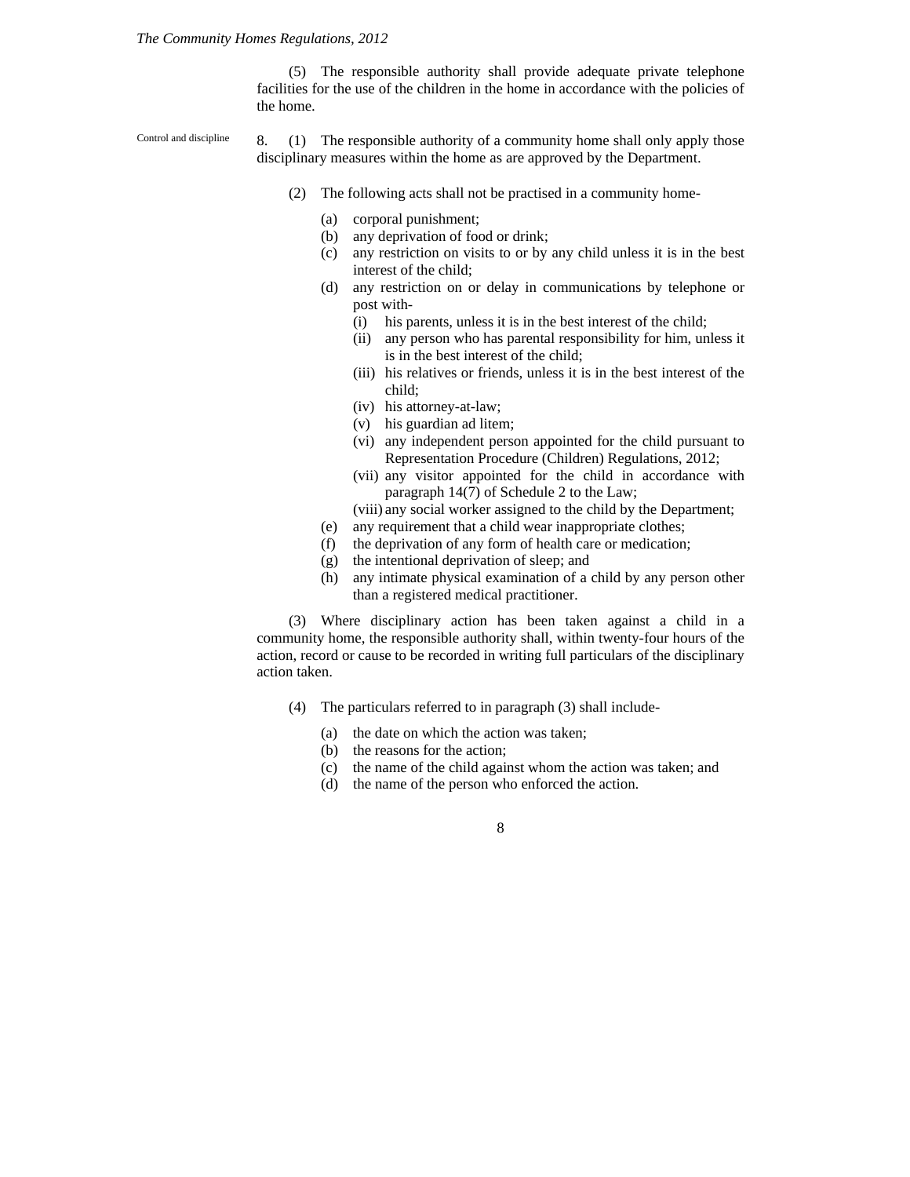(5) The responsible authority shall provide adequate private telephone facilities for the use of the children in the home in accordance with the policies of the home.

Control and discipline

8. (1) The responsible authority of a community home shall only apply those disciplinary measures within the home as are approved by the Department.

(2) The following acts shall not be practised in a community home-

- (a) corporal punishment;
- (b) any deprivation of food or drink;
- (c) any restriction on visits to or by any child unless it is in the best interest of the child;
- (d) any restriction on or delay in communications by telephone or post with-
  - (i) his parents, unless it is in the best interest of the child;
  - (ii) any person who has parental responsibility for him, unless it is in the best interest of the child;
  - (iii) his relatives or friends, unless it is in the best interest of the child;
  - (iv) his attorney-at-law;
  - (v) his guardian ad litem;
  - (vi) any independent person appointed for the child pursuant to Representation Procedure (Children) Regulations, 2012;
  - (vii) any visitor appointed for the child in accordance with paragraph 14(7) of Schedule 2 to the Law;
  - (viii) any social worker assigned to the child by the Department;
- (e) any requirement that a child wear inappropriate clothes;
- (f) the deprivation of any form of health care or medication;
- (g) the intentional deprivation of sleep; and
- (h) any intimate physical examination of a child by any person other than a registered medical practitioner.

(3) Where disciplinary action has been taken against a child in a community home, the responsible authority shall, within twenty-four hours of the action, record or cause to be recorded in writing full particulars of the disciplinary action taken.

(4) The particulars referred to in paragraph (3) shall include-

- (a) the date on which the action was taken;
- (b) the reasons for the action;
- (c) the name of the child against whom the action was taken; and
- (d) the name of the person who enforced the action.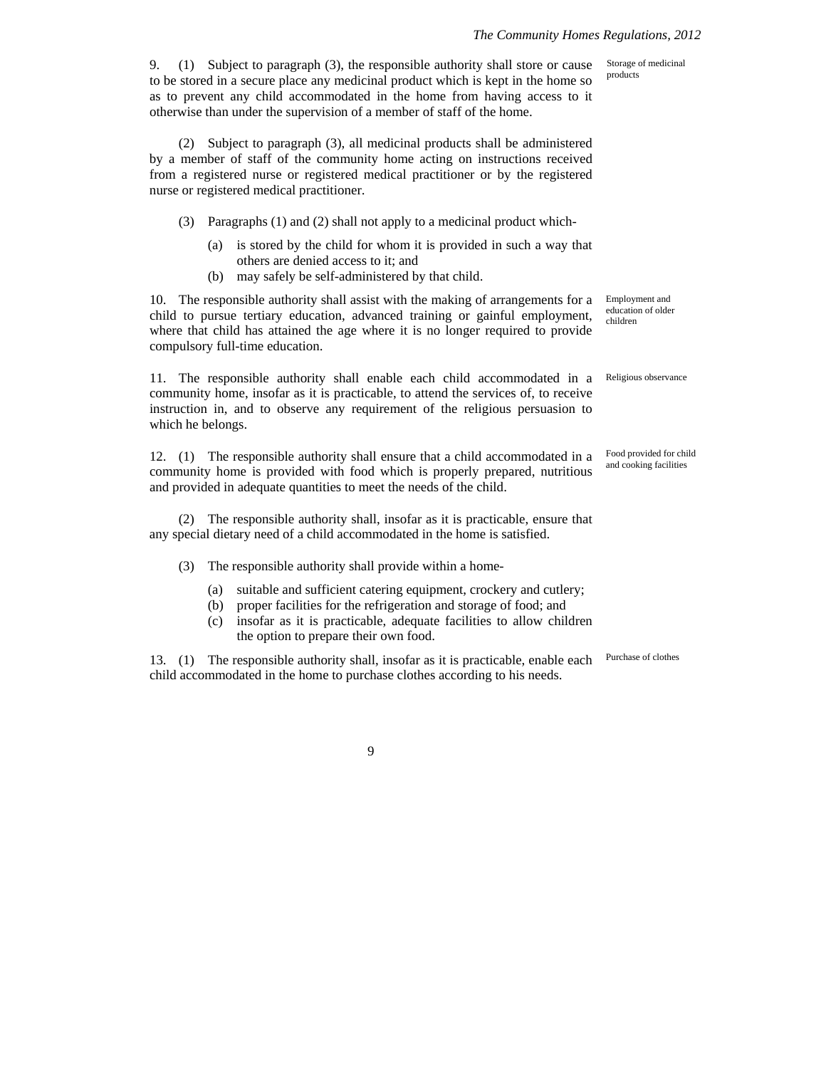9. (1) Subject to paragraph (3), the responsible authority shall store or cause to be stored in a secure place any medicinal product which is kept in the home so as to prevent any child accommodated in the home from having access to it otherwise than under the supervision of a member of staff of the home.

Storage of medicinal products

(2) Subject to paragraph (3), all medicinal products shall be administered by a member of staff of the community home acting on instructions received from a registered nurse or registered medical practitioner or by the registered nurse or registered medical practitioner.

(3) Paragraphs (1) and (2) shall not apply to a medicinal product which-

(a) is stored by the child for whom it is provided in such a way that others are denied access to it; and
(b) may safely be self-administered by that child.

10. The responsible authority shall assist with the making of arrangements for a child to pursue tertiary education, advanced training or gainful employment, where that child has attained the age where it is no longer required to provide compulsory full-time education.

Employment and education of older children

11. The responsible authority shall enable each child accommodated in a community home, insofar as it is practicable, to attend the services of, to receive instruction in, and to observe any requirement of the religious persuasion to which he belongs.

Religious observance

12. (1) The responsible authority shall ensure that a child accommodated in a community home is provided with food which is properly prepared, nutritious and provided in adequate quantities to meet the needs of the child.

Food provided for child and cooking facilities

(2) The responsible authority shall, insofar as it is practicable, ensure that any special dietary need of a child accommodated in the home is satisfied.

(3) The responsible authority shall provide within a home-

(a) suitable and sufficient catering equipment, crockery and cutlery;
(b) proper facilities for the refrigeration and storage of food; and
(c) insofar as it is practicable, adequate facilities to allow children the option to prepare their own food.

13. (1) The responsible authority shall, insofar as it is practicable, enable each child accommodated in the home to purchase clothes according to his needs.

Purchase of clothes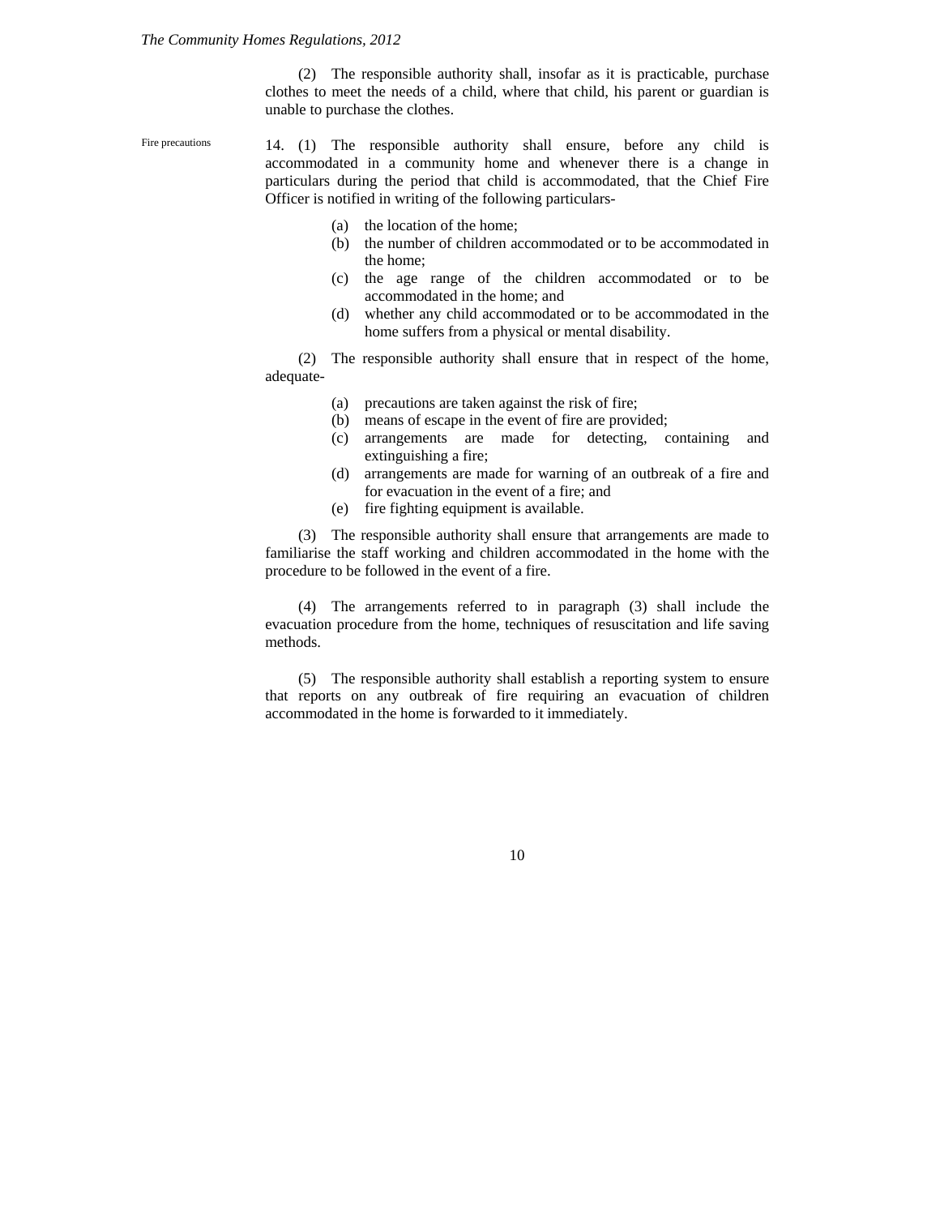(2) The responsible authority shall, insofar as it is practicable, purchase clothes to meet the needs of a child, where that child, his parent or guardian is unable to purchase the clothes.

Fire precautions

14. (1) The responsible authority shall ensure, before any child is accommodated in a community home and whenever there is a change in particulars during the period that child is accommodated, that the Chief Fire Officer is notified in writing of the following particulars-

(a) the location of the home;
(b) the number of children accommodated or to be accommodated in the home;
(c) the age range of the children accommodated or to be accommodated in the home; and
(d) whether any child accommodated or to be accommodated in the home suffers from a physical or mental disability.

(2) The responsible authority shall ensure that in respect of the home, adequate-

(a) precautions are taken against the risk of fire;
(b) means of escape in the event of fire are provided;
(c) arrangements are made for detecting, containing and extinguishing a fire;
(d) arrangements are made for warning of an outbreak of a fire and for evacuation in the event of a fire; and
(e) fire fighting equipment is available.

(3) The responsible authority shall ensure that arrangements are made to familiarise the staff working and children accommodated in the home with the procedure to be followed in the event of a fire.

(4) The arrangements referred to in paragraph (3) shall include the evacuation procedure from the home, techniques of resuscitation and life saving methods.

(5) The responsible authority shall establish a reporting system to ensure that reports on any outbreak of fire requiring an evacuation of children accommodated in the home is forwarded to it immediately.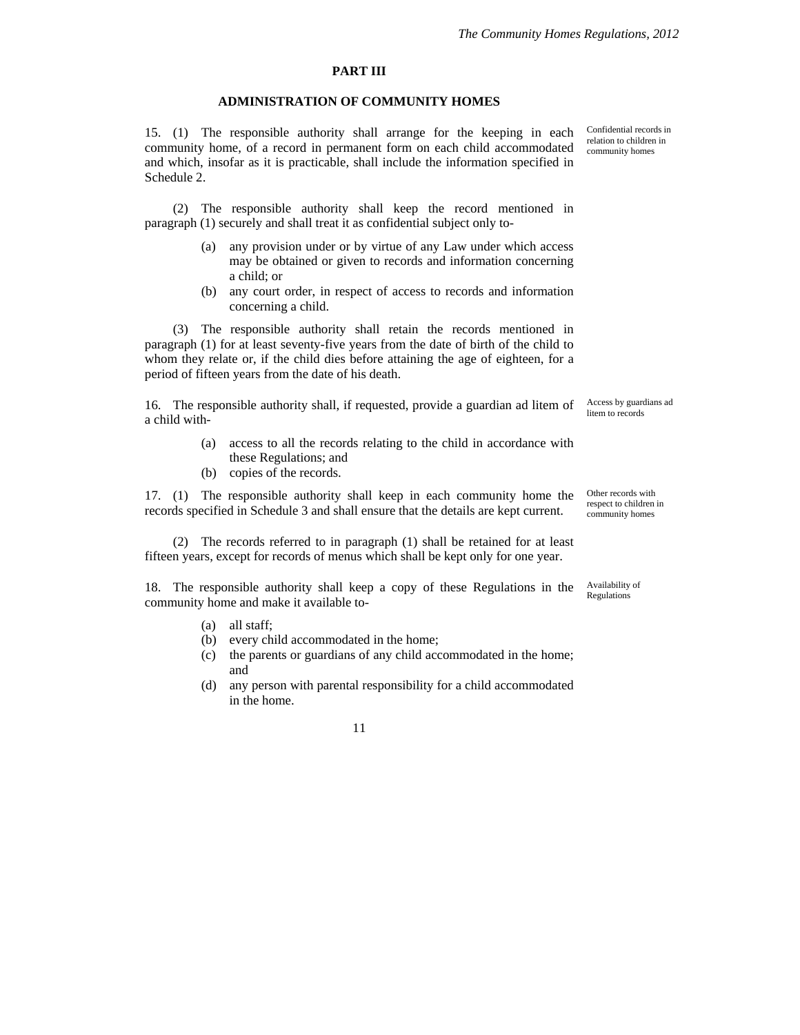## PART III

## ADMINISTRATION OF COMMUNITY HOMES

Confidential records in relation to children in community homes

15. (1) The responsible authority shall arrange for the keeping in each community home, of a record in permanent form on each child accommodated and which, insofar as it is practicable, shall include the information specified in Schedule 2.

(2) The responsible authority shall keep the record mentioned in paragraph (1) securely and shall treat it as confidential subject only to-

- (a) any provision under or by virtue of any Law under which access may be obtained or given to records and information concerning a child; or
- (b) any court order, in respect of access to records and information concerning a child.

(3) The responsible authority shall retain the records mentioned in paragraph (1) for at least seventy-five years from the date of birth of the child to whom they relate or, if the child dies before attaining the age of eighteen, for a period of fifteen years from the date of his death.

Access by guardians ad litem to records

16. The responsible authority shall, if requested, provide a guardian ad litem of a child with-

- (a) access to all the records relating to the child in accordance with these Regulations; and
- (b) copies of the records.

Other records with respect to children in community homes

17. (1) The responsible authority shall keep in each community home the records specified in Schedule 3 and shall ensure that the details are kept current.

(2) The records referred to in paragraph (1) shall be retained for at least fifteen years, except for records of menus which shall be kept only for one year.

Availability of Regulations

18. The responsible authority shall keep a copy of these Regulations in the community home and make it available to-

- (a) all staff;
- (b) every child accommodated in the home;
- (c) the parents or guardians of any child accommodated in the home; and
- (d) any person with parental responsibility for a child accommodated in the home.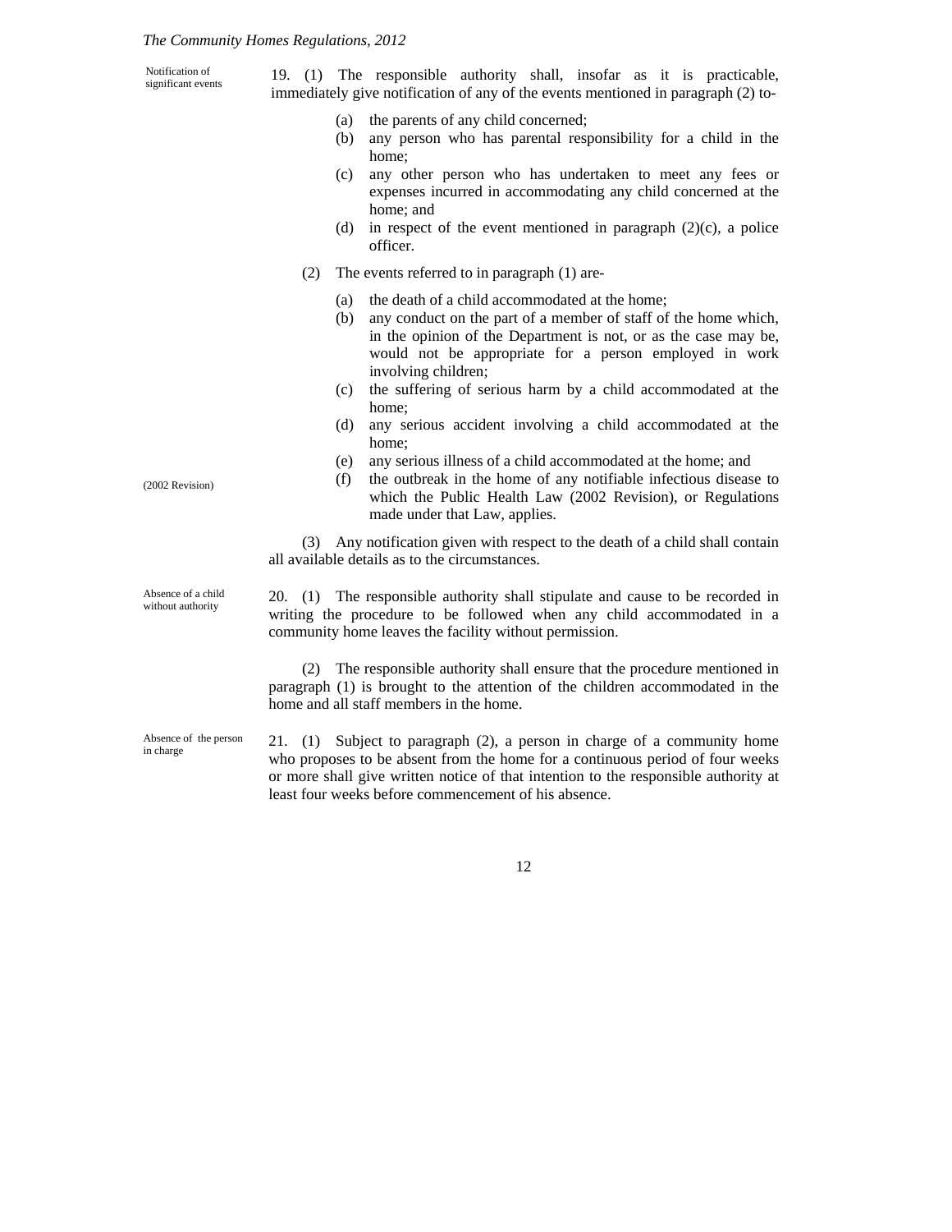**Notification of significant events**

19. (1) The responsible authority shall, insofar as it is practicable, immediately give notification of any of the events mentioned in paragraph (2) to-

- (a) the parents of any child concerned;
- (b) any person who has parental responsibility for a child in the home;
- (c) any other person who has undertaken to meet any fees or expenses incurred in accommodating any child concerned at the home; and
- (d) in respect of the event mentioned in paragraph (2)(c), a police officer.

(2) The events referred to in paragraph (1) are-

- (a) the death of a child accommodated at the home;
- (b) any conduct on the part of a member of staff of the home which, in the opinion of the Department is not, or as the case may be, would not be appropriate for a person employed in work involving children;
- (c) the suffering of serious harm by a child accommodated at the home;
- (d) any serious accident involving a child accommodated at the home;
- (e) any serious illness of a child accommodated at the home; and
- (f) the outbreak in the home of any notifiable infectious disease to which the Public Health Law (2002 Revision), or Regulations made under that Law, applies.

(2002 Revision)

(3) Any notification given with respect to the death of a child shall contain all available details as to the circumstances.

**Absence of a child without authority**

20. (1) The responsible authority shall stipulate and cause to be recorded in writing the procedure to be followed when any child accommodated in a community home leaves the facility without permission.

(2) The responsible authority shall ensure that the procedure mentioned in paragraph (1) is brought to the attention of the children accommodated in the home and all staff members in the home.

**Absence of the person in charge**

21. (1) Subject to paragraph (2), a person in charge of a community home who proposes to be absent from the home for a continuous period of four weeks or more shall give written notice of that intention to the responsible authority at least four weeks before commencement of his absence.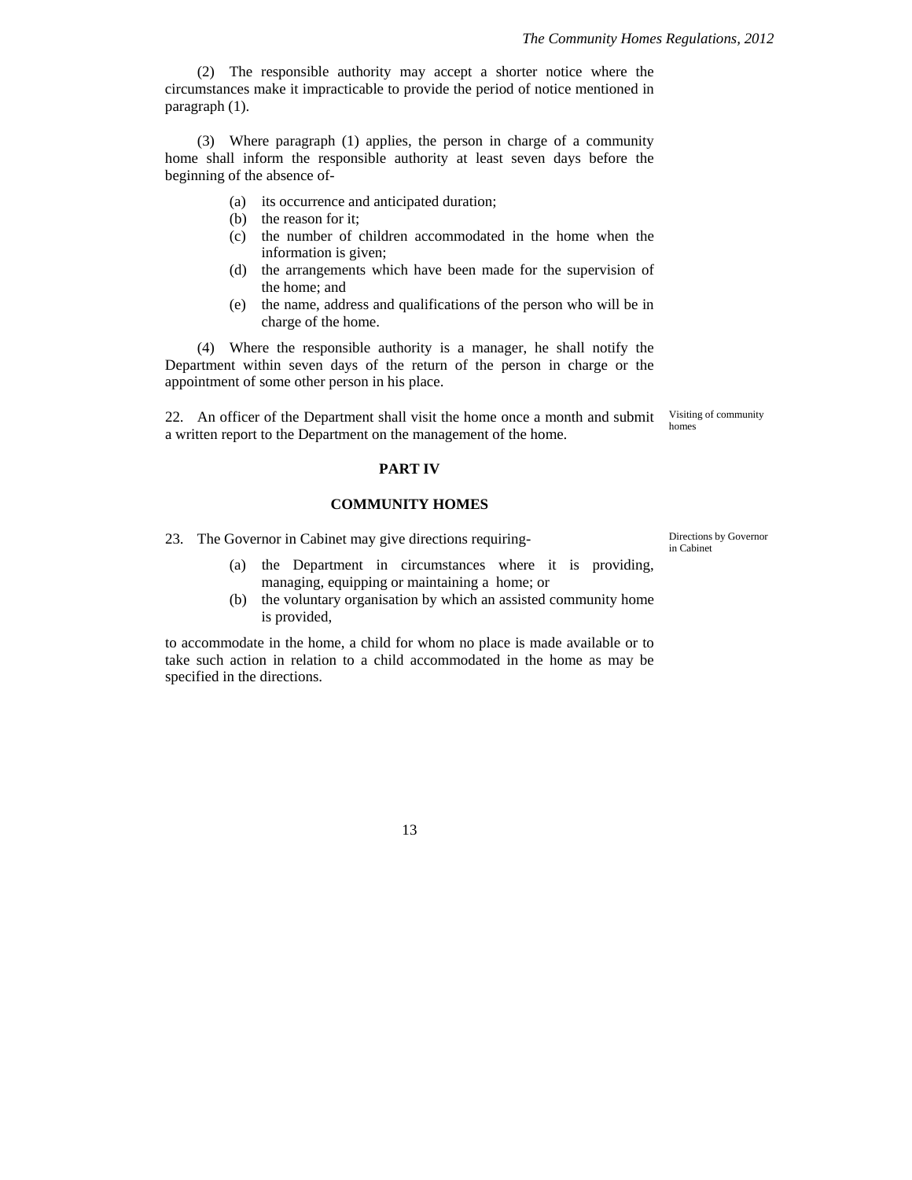(2) The responsible authority may accept a shorter notice where the circumstances make it impracticable to provide the period of notice mentioned in paragraph (1).

(3) Where paragraph (1) applies, the person in charge of a community home shall inform the responsible authority at least seven days before the beginning of the absence of-

(a) its occurrence and anticipated duration;
(b) the reason for it;
(c) the number of children accommodated in the home when the information is given;
(d) the arrangements which have been made for the supervision of the home; and
(e) the name, address and qualifications of the person who will be in charge of the home.

(4) Where the responsible authority is a manager, he shall notify the Department within seven days of the return of the person in charge or the appointment of some other person in his place.

*Visiting of community homes*

22. An officer of the Department shall visit the home once a month and submit a written report to the Department on the management of the home.

## PART IV

## COMMUNITY HOMES

*Directions by Governor in Cabinet*

23. The Governor in Cabinet may give directions requiring-

(a) the Department in circumstances where it is providing, managing, equipping or maintaining a home; or
(b) the voluntary organisation by which an assisted community home is provided,

to accommodate in the home, a child for whom no place is made available or to take such action in relation to a child accommodated in the home as may be specified in the directions.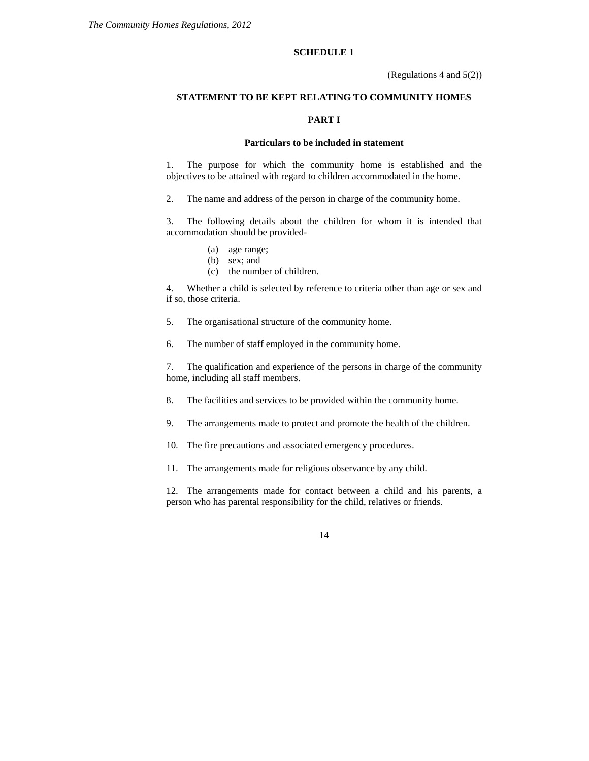## SCHEDULE 1

(Regulations 4 and 5(2))

### STATEMENT TO BE KEPT RELATING TO COMMUNITY HOMES

### PART I

**Particulars to be included in statement**

1. The purpose for which the community home is established and the objectives to be attained with regard to children accommodated in the home.

2. The name and address of the person in charge of the community home.

3. The following details about the children for whom it is intended that accommodation should be provided-

   (a) age range;
   (b) sex; and
   (c) the number of children.

4. Whether a child is selected by reference to criteria other than age or sex and if so, those criteria.

5. The organisational structure of the community home.

6. The number of staff employed in the community home.

7. The qualification and experience of the persons in charge of the community home, including all staff members.

8. The facilities and services to be provided within the community home.

9. The arrangements made to protect and promote the health of the children.

10. The fire precautions and associated emergency procedures.

11. The arrangements made for religious observance by any child.

12. The arrangements made for contact between a child and his parents, a person who has parental responsibility for the child, relatives or friends.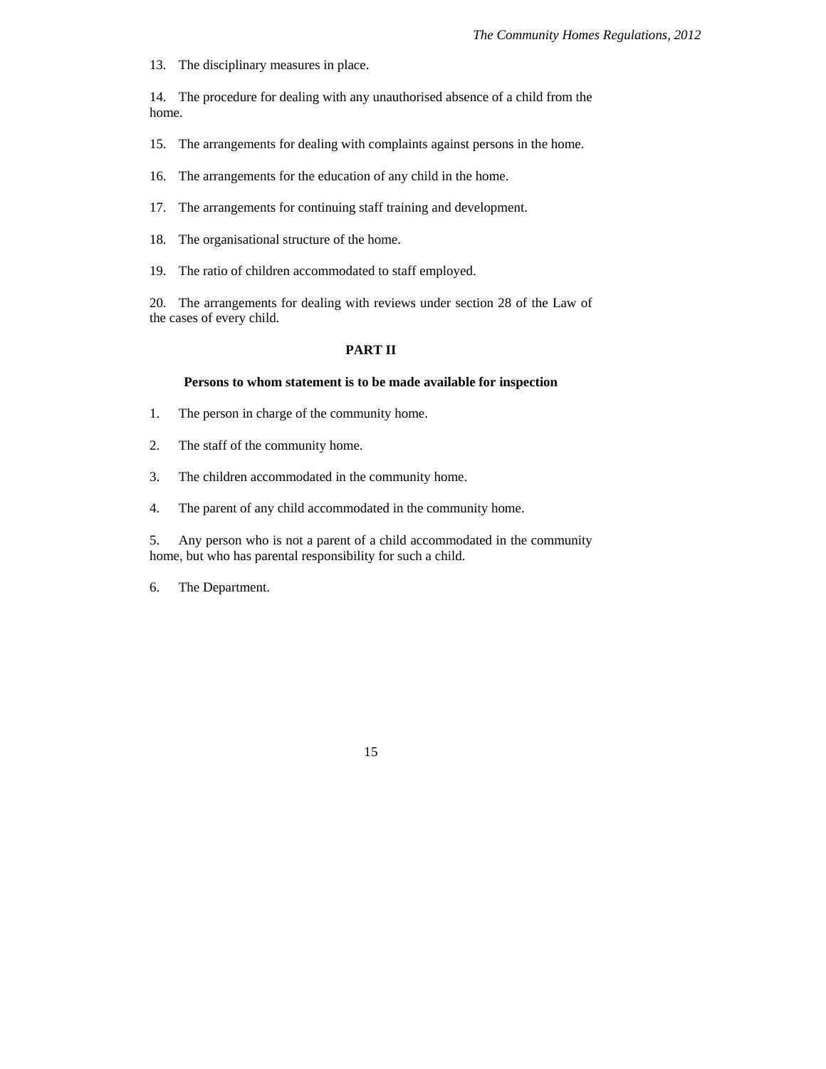13. The disciplinary measures in place.

14. The procedure for dealing with any unauthorised absence of a child from the home.

15. The arrangements for dealing with complaints against persons in the home.

16. The arrangements for the education of any child in the home.

17. The arrangements for continuing staff training and development.

18. The organisational structure of the home.

19. The ratio of children accommodated to staff employed.

20. The arrangements for dealing with reviews under section 28 of the Law of the cases of every child.

## PART II

### Persons to whom statement is to be made available for inspection

1. The person in charge of the community home.

2. The staff of the community home.

3. The children accommodated in the community home.

4. The parent of any child accommodated in the community home.

5. Any person who is not a parent of a child accommodated in the community home, but who has parental responsibility for such a child.

6. The Department.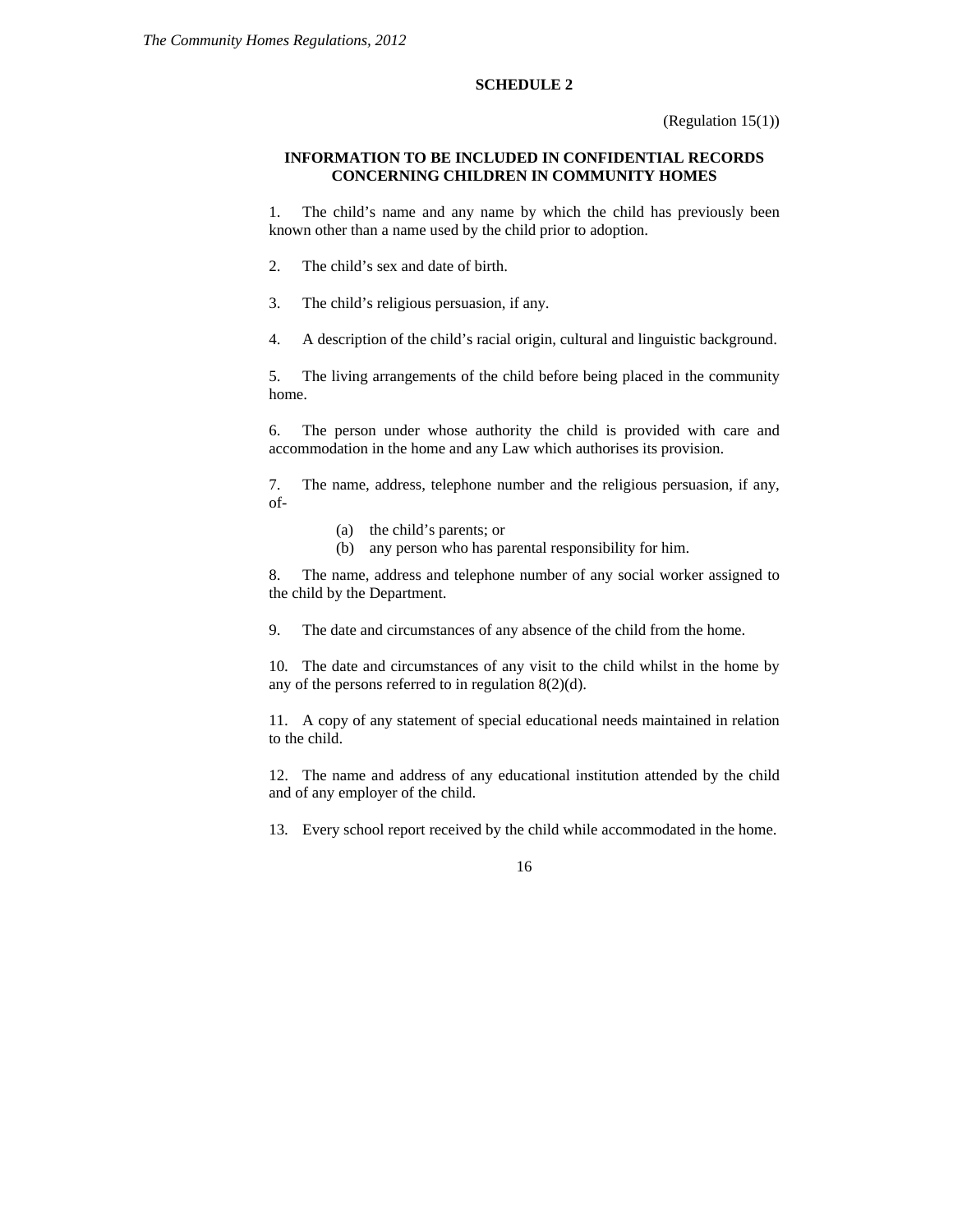## SCHEDULE 2

(Regulation 15(1))

### INFORMATION TO BE INCLUDED IN CONFIDENTIAL RECORDS CONCERNING CHILDREN IN COMMUNITY HOMES

1. The child's name and any name by which the child has previously been known other than a name used by the child prior to adoption.

2. The child's sex and date of birth.

3. The child's religious persuasion, if any.

4. A description of the child's racial origin, cultural and linguistic background.

5. The living arrangements of the child before being placed in the community home.

6. The person under whose authority the child is provided with care and accommodation in the home and any Law which authorises its provision.

7. The name, address, telephone number and the religious persuasion, if any, of-

   (a) the child's parents; or
   (b) any person who has parental responsibility for him.

8. The name, address and telephone number of any social worker assigned to the child by the Department.

9. The date and circumstances of any absence of the child from the home.

10. The date and circumstances of any visit to the child whilst in the home by any of the persons referred to in regulation 8(2)(d).

11. A copy of any statement of special educational needs maintained in relation to the child.

12. The name and address of any educational institution attended by the child and of any employer of the child.

13. Every school report received by the child while accommodated in the home.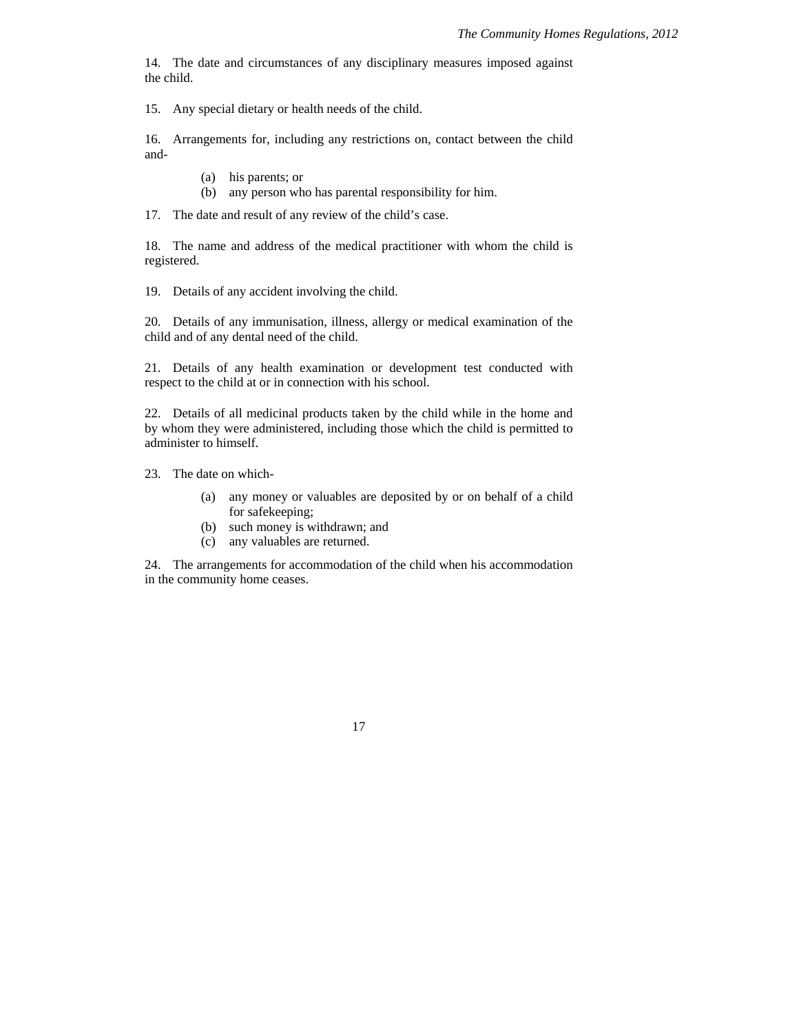14. The date and circumstances of any disciplinary measures imposed against the child.

15. Any special dietary or health needs of the child.

16. Arrangements for, including any restrictions on, contact between the child and-

(a) his parents; or
(b) any person who has parental responsibility for him.

17. The date and result of any review of the child's case.

18. The name and address of the medical practitioner with whom the child is registered.

19. Details of any accident involving the child.

20. Details of any immunisation, illness, allergy or medical examination of the child and of any dental need of the child.

21. Details of any health examination or development test conducted with respect to the child at or in connection with his school.

22. Details of all medicinal products taken by the child while in the home and by whom they were administered, including those which the child is permitted to administer to himself.

23. The date on which-

(a) any money or valuables are deposited by or on behalf of a child for safekeeping;
(b) such money is withdrawn; and
(c) any valuables are returned.

24. The arrangements for accommodation of the child when his accommodation in the community home ceases.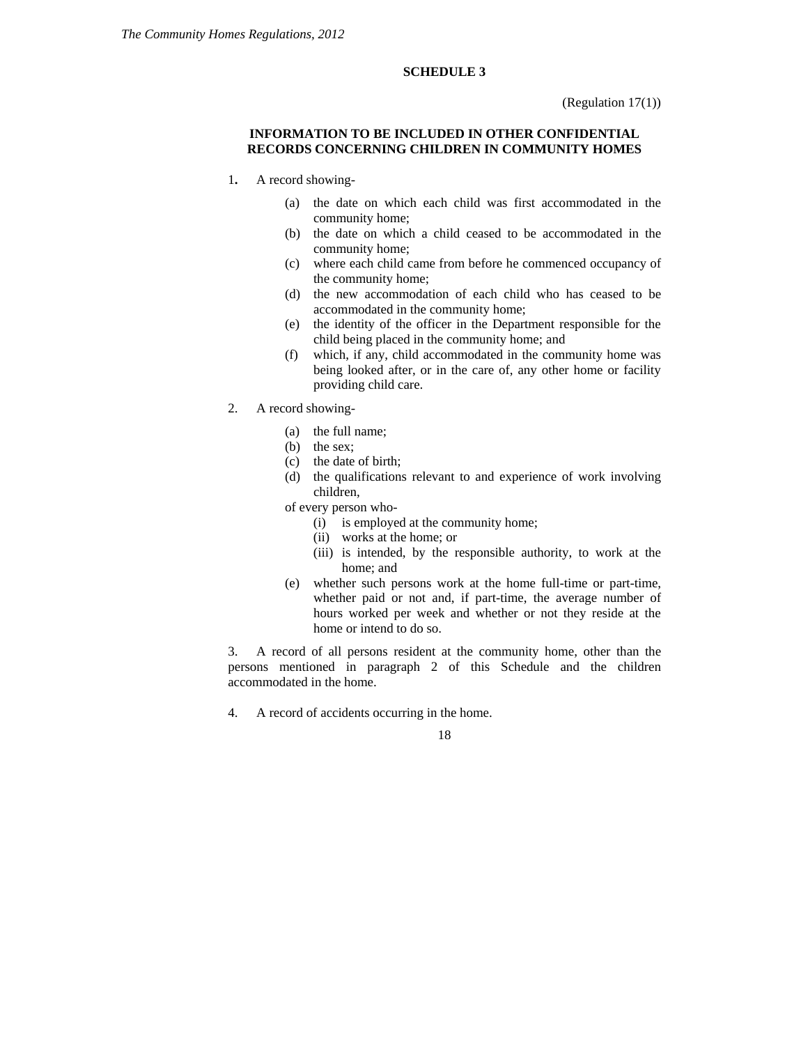## SCHEDULE 3

(Regulation 17(1))

### INFORMATION TO BE INCLUDED IN OTHER CONFIDENTIAL RECORDS CONCERNING CHILDREN IN COMMUNITY HOMES

1. A record showing-

   (a) the date on which each child was first accommodated in the community home;
   
   (b) the date on which a child ceased to be accommodated in the community home;
   
   (c) where each child came from before he commenced occupancy of the community home;
   
   (d) the new accommodation of each child who has ceased to be accommodated in the community home;
   
   (e) the identity of the officer in the Department responsible for the child being placed in the community home; and
   
   (f) which, if any, child accommodated in the community home was being looked after, or in the care of, any other home or facility providing child care.

2. A record showing-

   (a) the full name;
   
   (b) the sex;
   
   (c) the date of birth;
   
   (d) the qualifications relevant to and experience of work involving children,
   
   of every person who-
   
   (i) is employed at the community home;
   
   (ii) works at the home; or
   
   (iii) is intended, by the responsible authority, to work at the home; and
   
   (e) whether such persons work at the home full-time or part-time, whether paid or not and, if part-time, the average number of hours worked per week and whether or not they reside at the home or intend to do so.

3. A record of all persons resident at the community home, other than the persons mentioned in paragraph 2 of this Schedule and the children accommodated in the home.

4. A record of accidents occurring in the home.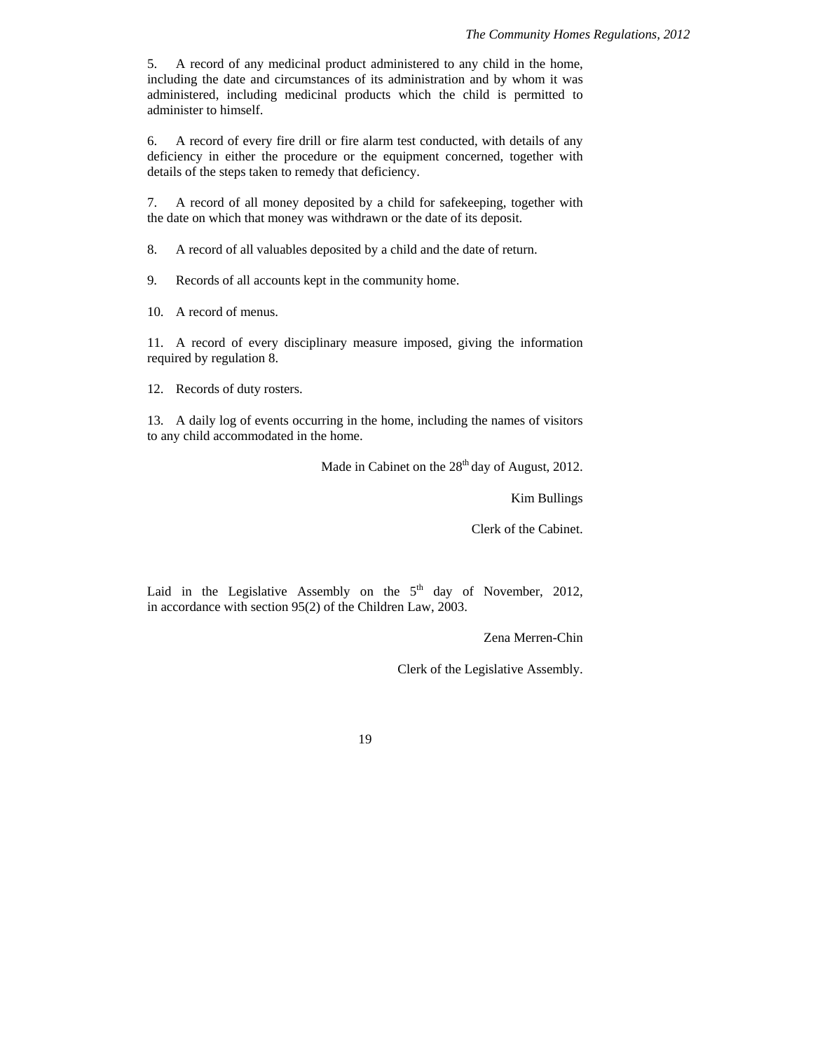5. A record of any medicinal product administered to any child in the home, including the date and circumstances of its administration and by whom it was administered, including medicinal products which the child is permitted to administer to himself.

6. A record of every fire drill or fire alarm test conducted, with details of any deficiency in either the procedure or the equipment concerned, together with details of the steps taken to remedy that deficiency.

7. A record of all money deposited by a child for safekeeping, together with the date on which that money was withdrawn or the date of its deposit.

8. A record of all valuables deposited by a child and the date of return.

9. Records of all accounts kept in the community home.

10. A record of menus.

11. A record of every disciplinary measure imposed, giving the information required by regulation 8.

12. Records of duty rosters.

13. A daily log of events occurring in the home, including the names of visitors to any child accommodated in the home.

Made in Cabinet on the 28th day of August, 2012.

Kim Bullings

Clerk of the Cabinet.

Laid in the Legislative Assembly on the 5th day of November, 2012, in accordance with section 95(2) of the Children Law, 2003.

Zena Merren-Chin

Clerk of the Legislative Assembly.